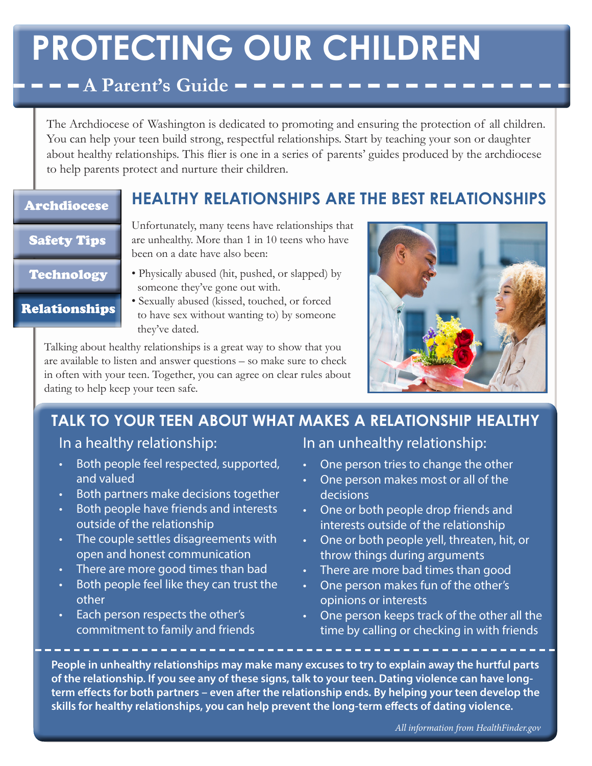# PROTECTING OUR CHILDREN

## A Parent's Guide

The Archdiocese of Washington is dedicated to promoting and ensuring the protection of all children. You can help your teen build strong, respectful relationships. Start by teaching your son or daughter about healthy relationships. This flier is one in a series of parents' guides produced by the archdiocese to help parents protect and nurture their children.

- Archdiocese
- Safety Tips
- Technology
- Relationships

## HEALTHY RELATIONSHIPS ARE THE BEST RELATIONSHIPS

Unfortunately, many teens have relationships that are unhealthy. More than 1 in 10 teens who have been on a date have also been:

- Physically abused (hit, pushed, or slapped) by someone they've gone out with.
- Sexually abused (kissed, touched, or forced to have sex without wanting to) by someone they've dated.

Talking about healthy relationships is a great way to show that you are available to listen and answer questions – so make sure to check in often with your teen. Together, you can agree on clear rules about dating to help keep your teen safe.

## TALK TO YOUR TEEN ABOUT WHAT MAKES A RELATIONSHIP HEALTHY

### In a healthy relationship:

- Both people feel respected, supported, and valued
- Both partners make decisions together
- Both people have friends and interests outside of the relationship
- The couple settles disagreements with open and honest communication
- There are more good times than bad
- Both people feel like they can trust the other
- Each person respects the other's commitment to family and friends

### In an unhealthy relationship:

- One person tries to change the other
- One person makes most or all of the decisions
- One or both people drop friends and interests outside of the relationship
- One or both people yell, threaten, hit, or throw things during arguments
- There are more bad times than good
- One person makes fun of the other's opinions or interests
- One person keeps track of the other all the time by calling or checking in with friends

**People in unhealthy relationships may make many excuses to try to explain away the hurtful parts of the relationship. If you see any of these signs, talk to your teen. Dating violence can have long-term effects for both partners – even after the relationship ends. By helping your teen develop the skills for healthy relationships, you can help prevent the long-term effects of dating violence.**

*All information from HealthFinder.gov*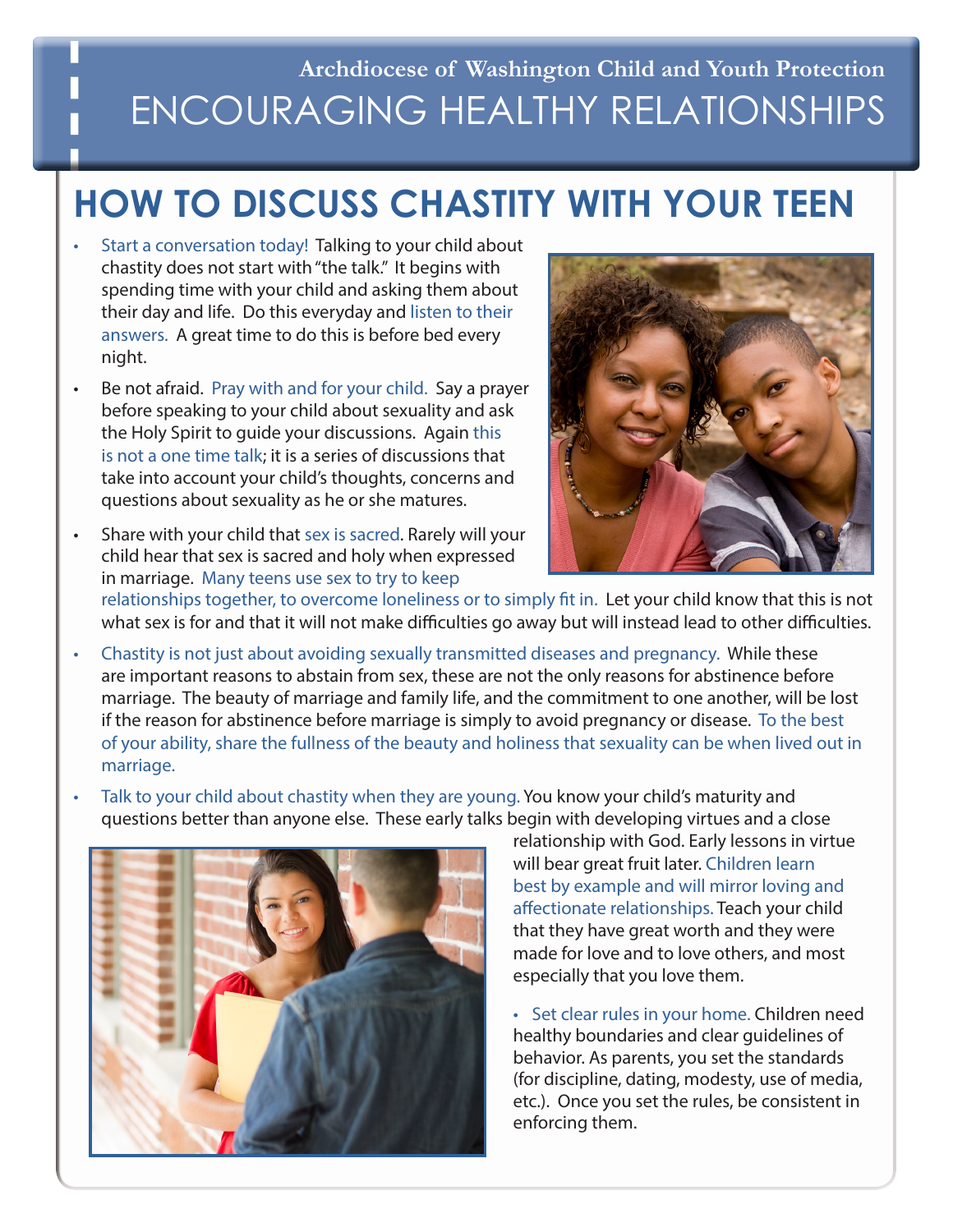Archdiocese of Washington Child and Youth Protection

# ENCOURAGING HEALTHY RELATIONSHIPS

## HOW TO DISCUSS CHASTITY WITH YOUR TEEN

- Start a conversation today! Talking to your child about chastity does not start with "the talk." It begins with spending time with your child and asking them about their day and life. Do this everyday and listen to their answers. A great time to do this is before bed every night.
- Be not afraid. Pray with and for your child. Say a prayer before speaking to your child about sexuality and ask the Holy Spirit to guide your discussions. Again this is not a one time talk; it is a series of discussions that take into account your child's thoughts, concerns and questions about sexuality as he or she matures.
- Share with your child that sex is sacred. Rarely will your child hear that sex is sacred and holy when expressed in marriage. Many teens use sex to try to keep relationships together, to overcome loneliness or to simply fit in. Let your child know that this is not what sex is for and that it will not make difficulties go away but will instead lead to other difficulties.
- Chastity is not just about avoiding sexually transmitted diseases and pregnancy. While these are important reasons to abstain from sex, these are not the only reasons for abstinence before marriage. The beauty of marriage and family life, and the commitment to one another, will be lost if the reason for abstinence before marriage is simply to avoid pregnancy or disease. To the best of your ability, share the fullness of the beauty and holiness that sexuality can be when lived out in marriage.
- Talk to your child about chastity when they are young. You know your child's maturity and questions better than anyone else. These early talks begin with developing virtues and a close relationship with God. Early lessons in virtue will bear great fruit later. Children learn best by example and will mirror loving and affectionate relationships. Teach your child that they have great worth and they were made for love and to love others, and most especially that you love them.
- Set clear rules in your home. Children need healthy boundaries and clear guidelines of behavior. As parents, you set the standards (for discipline, dating, modesty, use of media, etc.). Once you set the rules, be consistent in enforcing them.